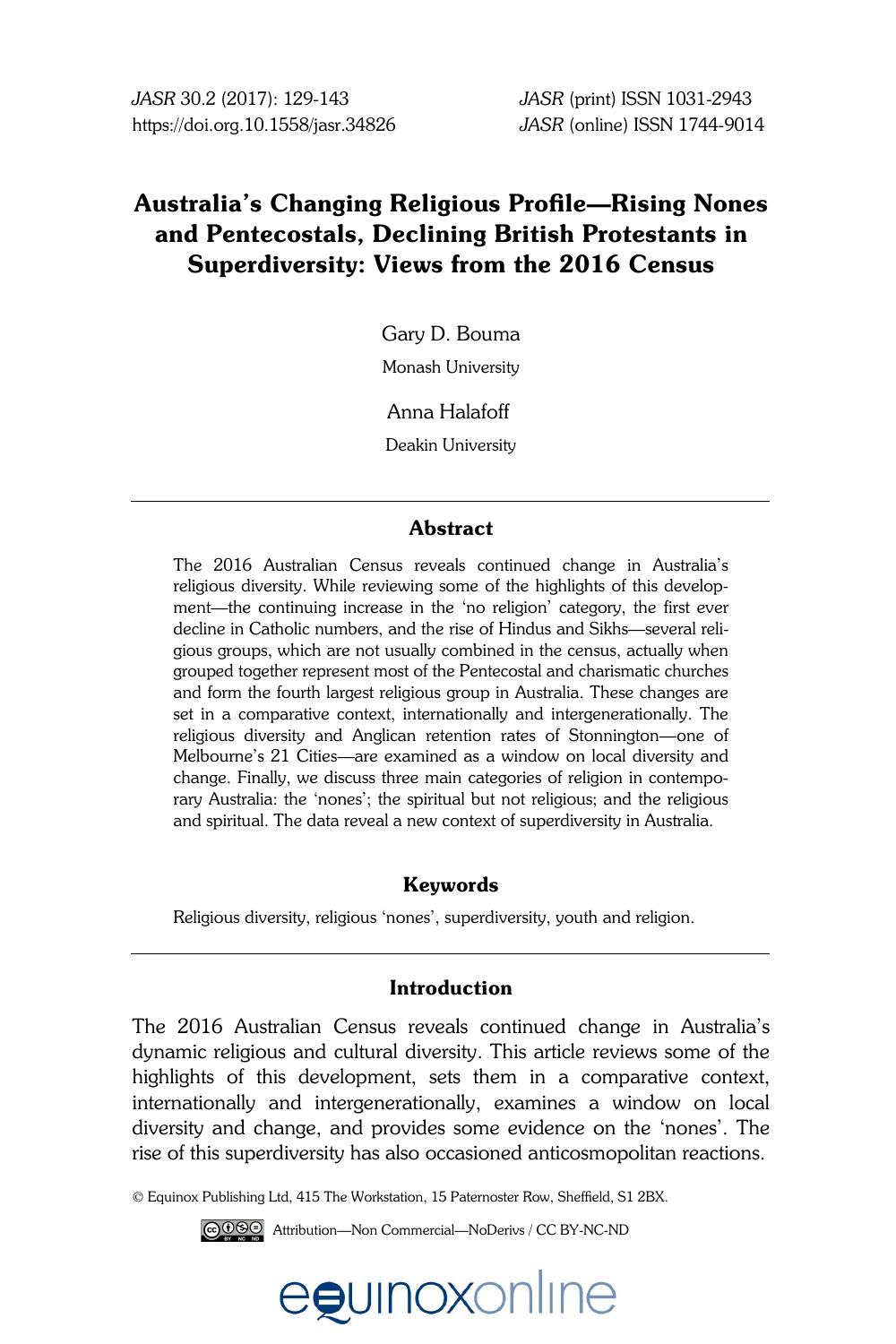# Australia's Changing Religious Profile—Rising Nones and Pentecostals, Declining British Protestants in Superdiversity: Views from the 2016 Census

Gary D. Bouma

Monash University

Anna Halafoff

Deakin University

## Abstract

The 2016 Australian Census reveals continued change in Australia's religious diversity. While reviewing some of the highlights of this development—the continuing increase in the 'no religion' category, the first ever decline in Catholic numbers, and the rise of Hindus and Sikhs—several religious groups, which are not usually combined in the census, actually when grouped together represent most of the Pentecostal and charismatic churches and form the fourth largest religious group in Australia. These changes are set in a comparative context, internationally and intergenerationally. The religious diversity and Anglican retention rates of Stonnington—one of Melbourne's 21 Cities—are examined as a window on local diversity and change. Finally, we discuss three main categories of religion in contemporary Australia: the 'nones'; the spiritual but not religious; and the religious and spiritual. The data reveal a new context of superdiversity in Australia.

## Keywords

Religious diversity, religious 'nones', superdiversity, youth and religion.

## Introduction

The 2016 Australian Census reveals continued change in Australia's dynamic religious and cultural diversity. This article reviews some of the highlights of this development, sets them in a comparative context, internationally and intergenerationally, examines a window on local diversity and change, and provides some evidence on the 'nones'. The rise of this superdiversity has also occasioned anticosmopolitan reactions.

© Equinox Publishing Ltd, 415 The Workstation, 15 Paternoster Row, Sheffield, S1 2BX.

Attribution—Non Commercial—NoDerivs / CC BY-NC-ND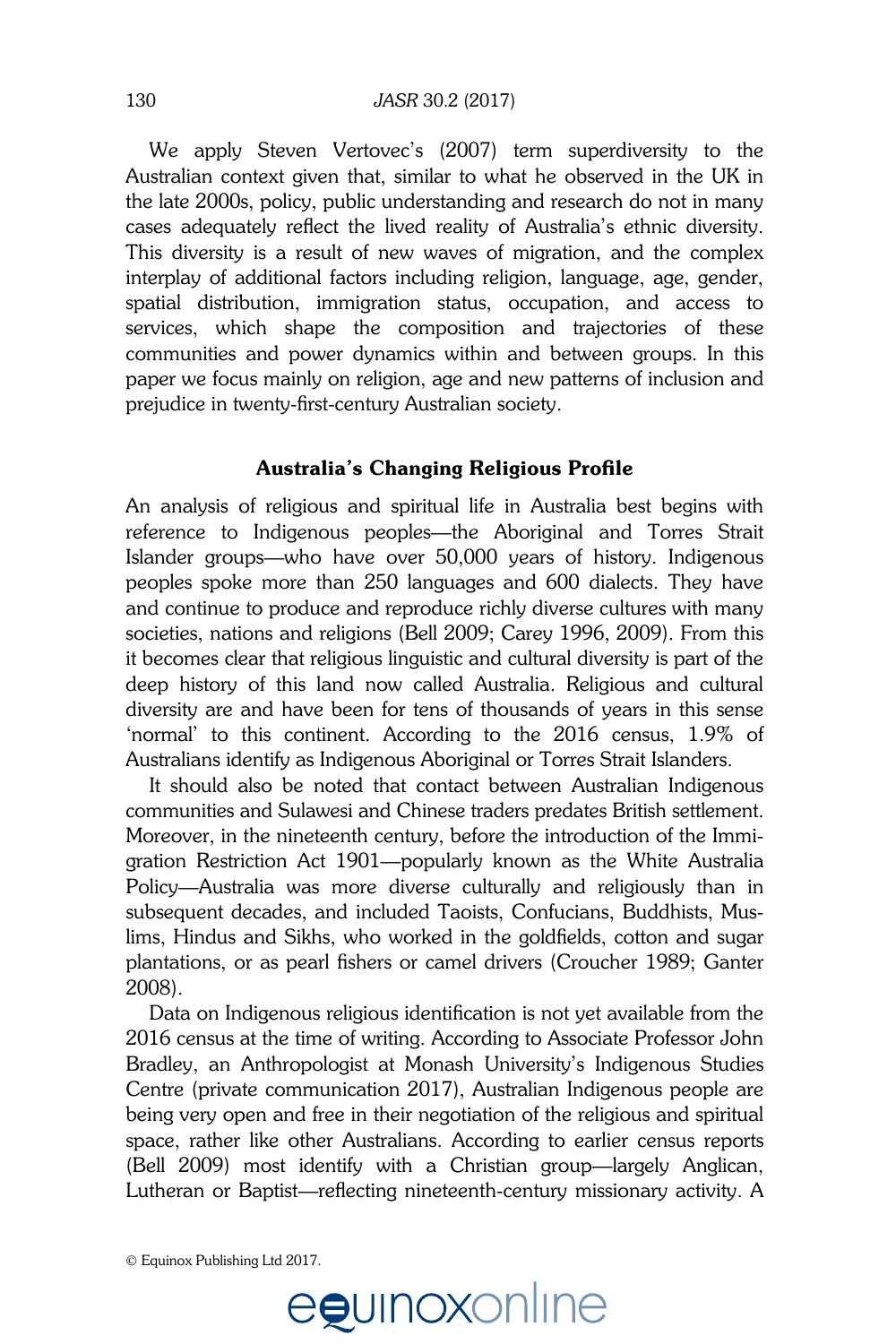We apply Steven Vertovec's (2007) term superdiversity to the Australian context given that, similar to what he observed in the UK in the late 2000s, policy, public understanding and research do not in many cases adequately reflect the lived reality of Australia's ethnic diversity. This diversity is a result of new waves of migration, and the complex interplay of additional factors including religion, language, age, gender, spatial distribution, immigration status, occupation, and access to services, which shape the composition and trajectories of these communities and power dynamics within and between groups. In this paper we focus mainly on religion, age and new patterns of inclusion and prejudice in twenty-first-century Australian society.

## Australia's Changing Religious Profile

An analysis of religious and spiritual life in Australia best begins with reference to Indigenous peoples—the Aboriginal and Torres Strait Islander groups—who have over 50,000 years of history. Indigenous peoples spoke more than 250 languages and 600 dialects. They have and continue to produce and reproduce richly diverse cultures with many societies, nations and religions (Bell 2009; Carey 1996, 2009). From this it becomes clear that religious linguistic and cultural diversity is part of the deep history of this land now called Australia. Religious and cultural diversity are and have been for tens of thousands of years in this sense 'normal' to this continent. According to the 2016 census, 1.9% of Australians identify as Indigenous Aboriginal or Torres Strait Islanders.

It should also be noted that contact between Australian Indigenous communities and Sulawesi and Chinese traders predates British settlement. Moreover, in the nineteenth century, before the introduction of the Immigration Restriction Act 1901—popularly known as the White Australia Policy—Australia was more diverse culturally and religiously than in subsequent decades, and included Taoists, Confucians, Buddhists, Muslims, Hindus and Sikhs, who worked in the goldfields, cotton and sugar plantations, or as pearl fishers or camel drivers (Croucher 1989; Ganter 2008).

Data on Indigenous religious identification is not yet available from the 2016 census at the time of writing. According to Associate Professor John Bradley, an Anthropologist at Monash University's Indigenous Studies Centre (private communication 2017), Australian Indigenous people are being very open and free in their negotiation of the religious and spiritual space, rather like other Australians. According to earlier census reports (Bell 2009) most identify with a Christian group—largely Anglican, Lutheran or Baptist—reflecting nineteenth-century missionary activity. A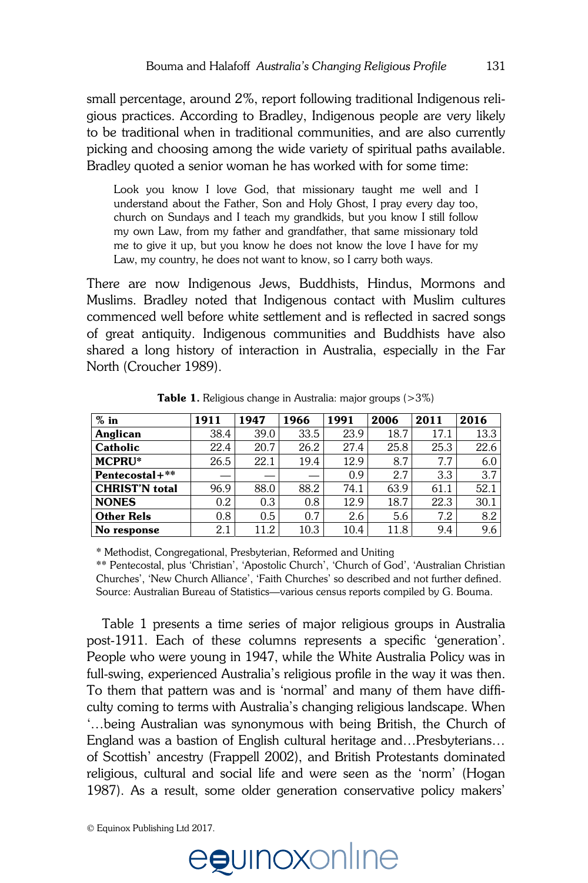small percentage, around 2%, report following traditional Indigenous religious practices. According to Bradley, Indigenous people are very likely to be traditional when in traditional communities, and are also currently picking and choosing among the wide variety of spiritual paths available. Bradley quoted a senior woman he has worked with for some time:

> Look you know I love God, that missionary taught me well and I understand about the Father, Son and Holy Ghost, I pray every day too, church on Sundays and I teach my grandkids, but you know I still follow my own Law, from my father and grandfather, that same missionary told me to give it up, but you know he does not know the love I have for my Law, my country, he does not want to know, so I carry both ways.

There are now Indigenous Jews, Buddhists, Hindus, Mormons and Muslims. Bradley noted that Indigenous contact with Muslim cultures commenced well before white settlement and is reflected in sacred songs of great antiquity. Indigenous communities and Buddhists have also shared a long history of interaction in Australia, especially in the Far North (Croucher 1989).

**Table 1.** Religious change in Australia: major groups (>3%)

| % in | 1911 | 1947 | 1966 | 1991 | 2006 | 2011 | 2016 |
|---|---|---|---|---|---|---|---|
| **Anglican** | 38.4 | 39.0 | 33.5 | 23.9 | 18.7 | 17.1 | 13.3 |
| **Catholic** | 22.4 | 20.7 | 26.2 | 27.4 | 25.8 | 25.3 | 22.6 |
| **MCPRU*** | 26.5 | 22.1 | 19.4 | 12.9 | 8.7 | 7.7 | 6.0 |
| **Pentecostal+**** | — | — | — | 0.9 | 2.7 | 3.3 | 3.7 |
| **CHRIST'N total** | 96.9 | 88.0 | 88.2 | 74.1 | 63.9 | 61.1 | 52.1 |
| **NONES** | 0.2 | 0.3 | 0.8 | 12.9 | 18.7 | 22.3 | 30.1 |
| **Other Rels** | 0.8 | 0.5 | 0.7 | 2.6 | 5.6 | 7.2 | 8.2 |
| **No response** | 2.1 | 11.2 | 10.3 | 10.4 | 11.8 | 9.4 | 9.6 |

* Methodist, Congregational, Presbyterian, Reformed and Uniting
** Pentecostal, plus 'Christian', 'Apostolic Church', 'Church of God', 'Australian Christian Churches', 'New Church Alliance', 'Faith Churches' so described and not further defined.
Source: Australian Bureau of Statistics—various census reports compiled by G. Bouma.

Table 1 presents a time series of major religious groups in Australia post-1911. Each of these columns represents a specific 'generation'. People who were young in 1947, while the White Australia Policy was in full-swing, experienced Australia's religious profile in the way it was then. To them that pattern was and is 'normal' and many of them have difficulty coming to terms with Australia's changing religious landscape. When '…being Australian was synonymous with being British, the Church of England was a bastion of English cultural heritage and…Presbyterians… of Scottish' ancestry (Frappell 2002), and British Protestants dominated religious, cultural and social life and were seen as the 'norm' (Hogan 1987). As a result, some older generation conservative policy makers'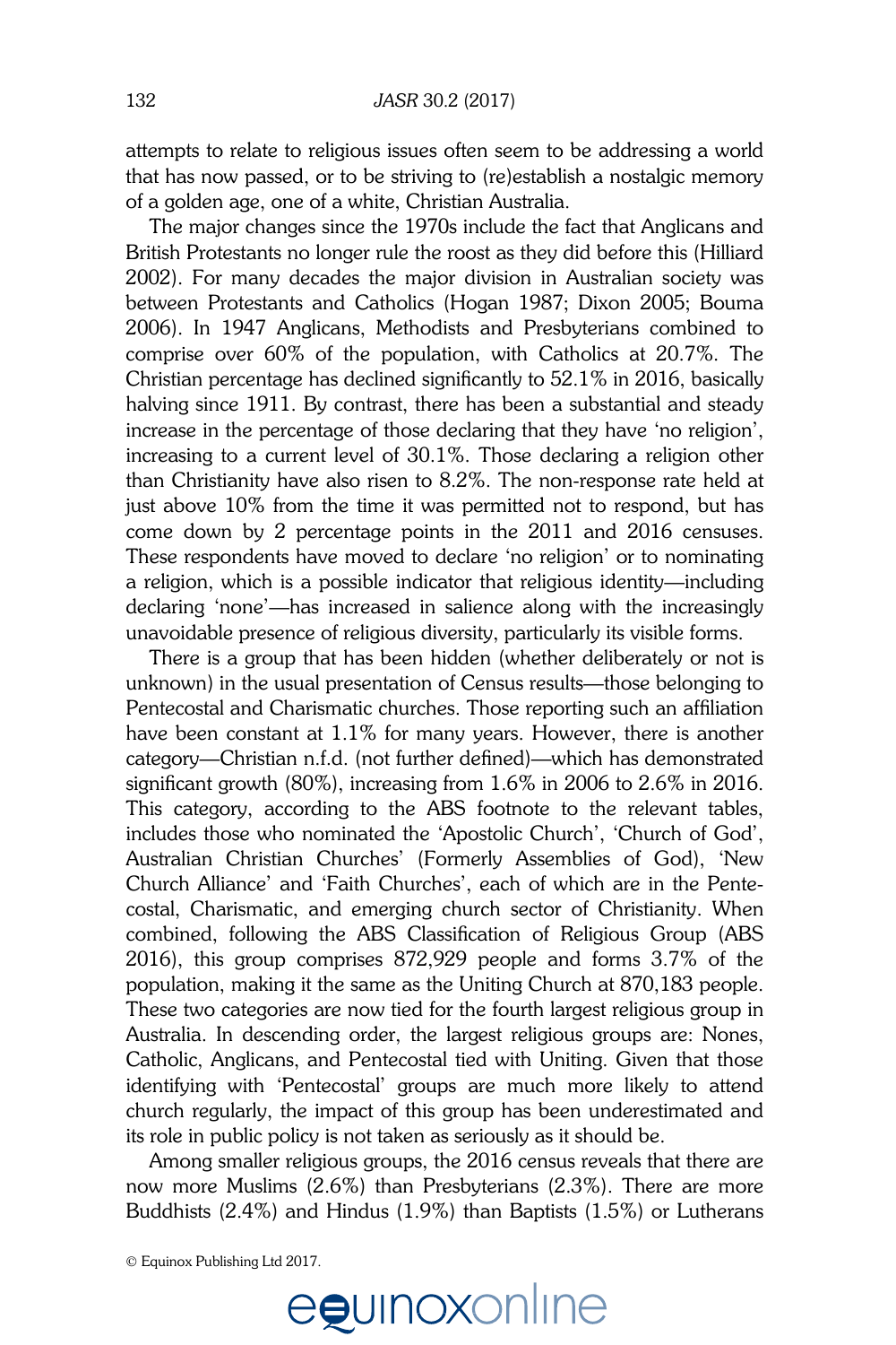attempts to relate to religious issues often seem to be addressing a world that has now passed, or to be striving to (re)establish a nostalgic memory of a golden age, one of a white, Christian Australia.

The major changes since the 1970s include the fact that Anglicans and British Protestants no longer rule the roost as they did before this (Hilliard 2002). For many decades the major division in Australian society was between Protestants and Catholics (Hogan 1987; Dixon 2005; Bouma 2006). In 1947 Anglicans, Methodists and Presbyterians combined to comprise over 60% of the population, with Catholics at 20.7%. The Christian percentage has declined significantly to 52.1% in 2016, basically halving since 1911. By contrast, there has been a substantial and steady increase in the percentage of those declaring that they have 'no religion', increasing to a current level of 30.1%. Those declaring a religion other than Christianity have also risen to 8.2%. The non-response rate held at just above 10% from the time it was permitted not to respond, but has come down by 2 percentage points in the 2011 and 2016 censuses. These respondents have moved to declare 'no religion' or to nominating a religion, which is a possible indicator that religious identity—including declaring 'none'—has increased in salience along with the increasingly unavoidable presence of religious diversity, particularly its visible forms.

There is a group that has been hidden (whether deliberately or not is unknown) in the usual presentation of Census results—those belonging to Pentecostal and Charismatic churches. Those reporting such an affiliation have been constant at 1.1% for many years. However, there is another category—Christian n.f.d. (not further defined)—which has demonstrated significant growth (80%), increasing from 1.6% in 2006 to 2.6% in 2016. This category, according to the ABS footnote to the relevant tables, includes those who nominated the 'Apostolic Church', 'Church of God', Australian Christian Churches' (Formerly Assemblies of God), 'New Church Alliance' and 'Faith Churches', each of which are in the Pentecostal, Charismatic, and emerging church sector of Christianity. When combined, following the ABS Classification of Religious Group (ABS 2016), this group comprises 872,929 people and forms 3.7% of the population, making it the same as the Uniting Church at 870,183 people. These two categories are now tied for the fourth largest religious group in Australia. In descending order, the largest religious groups are: Nones, Catholic, Anglicans, and Pentecostal tied with Uniting. Given that those identifying with 'Pentecostal' groups are much more likely to attend church regularly, the impact of this group has been underestimated and its role in public policy is not taken as seriously as it should be.

Among smaller religious groups, the 2016 census reveals that there are now more Muslims (2.6%) than Presbyterians (2.3%). There are more Buddhists (2.4%) and Hindus (1.9%) than Baptists (1.5%) or Lutherans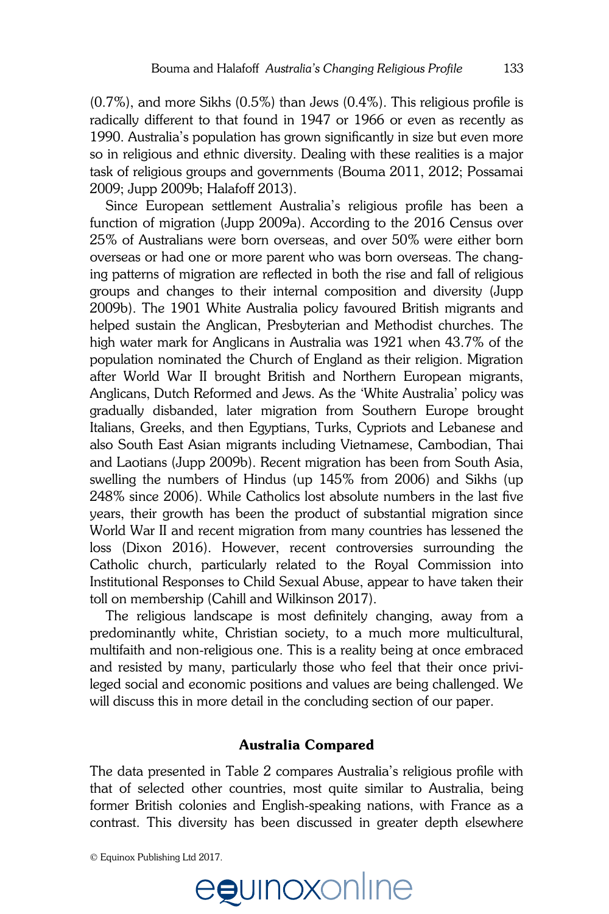(0.7%), and more Sikhs (0.5%) than Jews (0.4%). This religious profile is radically different to that found in 1947 or 1966 or even as recently as 1990. Australia's population has grown significantly in size but even more so in religious and ethnic diversity. Dealing with these realities is a major task of religious groups and governments (Bouma 2011, 2012; Possamai 2009; Jupp 2009b; Halafoff 2013).

Since European settlement Australia's religious profile has been a function of migration (Jupp 2009a). According to the 2016 Census over 25% of Australians were born overseas, and over 50% were either born overseas or had one or more parent who was born overseas. The changing patterns of migration are reflected in both the rise and fall of religious groups and changes to their internal composition and diversity (Jupp 2009b). The 1901 White Australia policy favoured British migrants and helped sustain the Anglican, Presbyterian and Methodist churches. The high water mark for Anglicans in Australia was 1921 when 43.7% of the population nominated the Church of England as their religion. Migration after World War II brought British and Northern European migrants, Anglicans, Dutch Reformed and Jews. As the 'White Australia' policy was gradually disbanded, later migration from Southern Europe brought Italians, Greeks, and then Egyptians, Turks, Cypriots and Lebanese and also South East Asian migrants including Vietnamese, Cambodian, Thai and Laotians (Jupp 2009b). Recent migration has been from South Asia, swelling the numbers of Hindus (up 145% from 2006) and Sikhs (up 248% since 2006). While Catholics lost absolute numbers in the last five years, their growth has been the product of substantial migration since World War II and recent migration from many countries has lessened the loss (Dixon 2016). However, recent controversies surrounding the Catholic church, particularly related to the Royal Commission into Institutional Responses to Child Sexual Abuse, appear to have taken their toll on membership (Cahill and Wilkinson 2017).

The religious landscape is most definitely changing, away from a predominantly white, Christian society, to a much more multicultural, multifaith and non-religious one. This is a reality being at once embraced and resisted by many, particularly those who feel that their once privileged social and economic positions and values are being challenged. We will discuss this in more detail in the concluding section of our paper.

## Australia Compared

The data presented in Table 2 compares Australia's religious profile with that of selected other countries, most quite similar to Australia, being former British colonies and English-speaking nations, with France as a contrast. This diversity has been discussed in greater depth elsewhere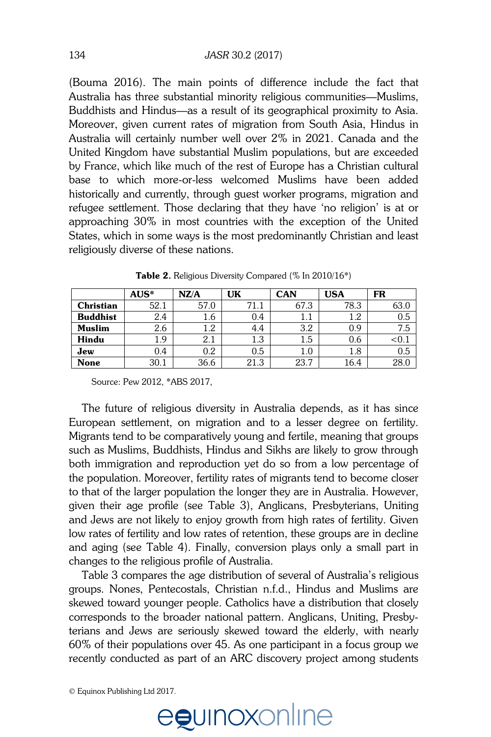(Bouma 2016). The main points of difference include the fact that Australia has three substantial minority religious communities—Muslims, Buddhists and Hindus—as a result of its geographical proximity to Asia. Moreover, given current rates of migration from South Asia, Hindus in Australia will certainly number well over 2% in 2021. Canada and the United Kingdom have substantial Muslim populations, but are exceeded by France, which like much of the rest of Europe has a Christian cultural base to which more-or-less welcomed Muslims have been added historically and currently, through guest worker programs, migration and refugee settlement. Those declaring that they have 'no religion' is at or approaching 30% in most countries with the exception of the United States, which in some ways is the most predominantly Christian and least religiously diverse of these nations.

**Table 2.** Religious Diversity Compared (% In 2010/16*)

| | AUS* | NZ/A | UK | CAN | USA | FR |
|---|---|---|---|---|---|---|
| **Christian** | 52.1 | 57.0 | 71.1 | 67.3 | 78.3 | 63.0 |
| **Buddhist** | 2.4 | 1.6 | 0.4 | 1.1 | 1.2 | 0.5 |
| **Muslim** | 2.6 | 1.2 | 4.4 | 3.2 | 0.9 | 7.5 |
| **Hindu** | 1.9 | 2.1 | 1.3 | 1.5 | 0.6 | <0.1 |
| **Jew** | 0.4 | 0.2 | 0.5 | 1.0 | 1.8 | 0.5 |
| **None** | 30.1 | 36.6 | 21.3 | 23.7 | 16.4 | 28.0 |

Source: Pew 2012, *ABS 2017,

The future of religious diversity in Australia depends, as it has since European settlement, on migration and to a lesser degree on fertility. Migrants tend to be comparatively young and fertile, meaning that groups such as Muslims, Buddhists, Hindus and Sikhs are likely to grow through both immigration and reproduction yet do so from a low percentage of the population. Moreover, fertility rates of migrants tend to become closer to that of the larger population the longer they are in Australia. However, given their age profile (see Table 3), Anglicans, Presbyterians, Uniting and Jews are not likely to enjoy growth from high rates of fertility. Given low rates of fertility and low rates of retention, these groups are in decline and aging (see Table 4). Finally, conversion plays only a small part in changes to the religious profile of Australia.

Table 3 compares the age distribution of several of Australia's religious groups. Nones, Pentecostals, Christian n.f.d., Hindus and Muslims are skewed toward younger people. Catholics have a distribution that closely corresponds to the broader national pattern. Anglicans, Uniting, Presbyterians and Jews are seriously skewed toward the elderly, with nearly 60% of their populations over 45. As one participant in a focus group we recently conducted as part of an ARC discovery project among students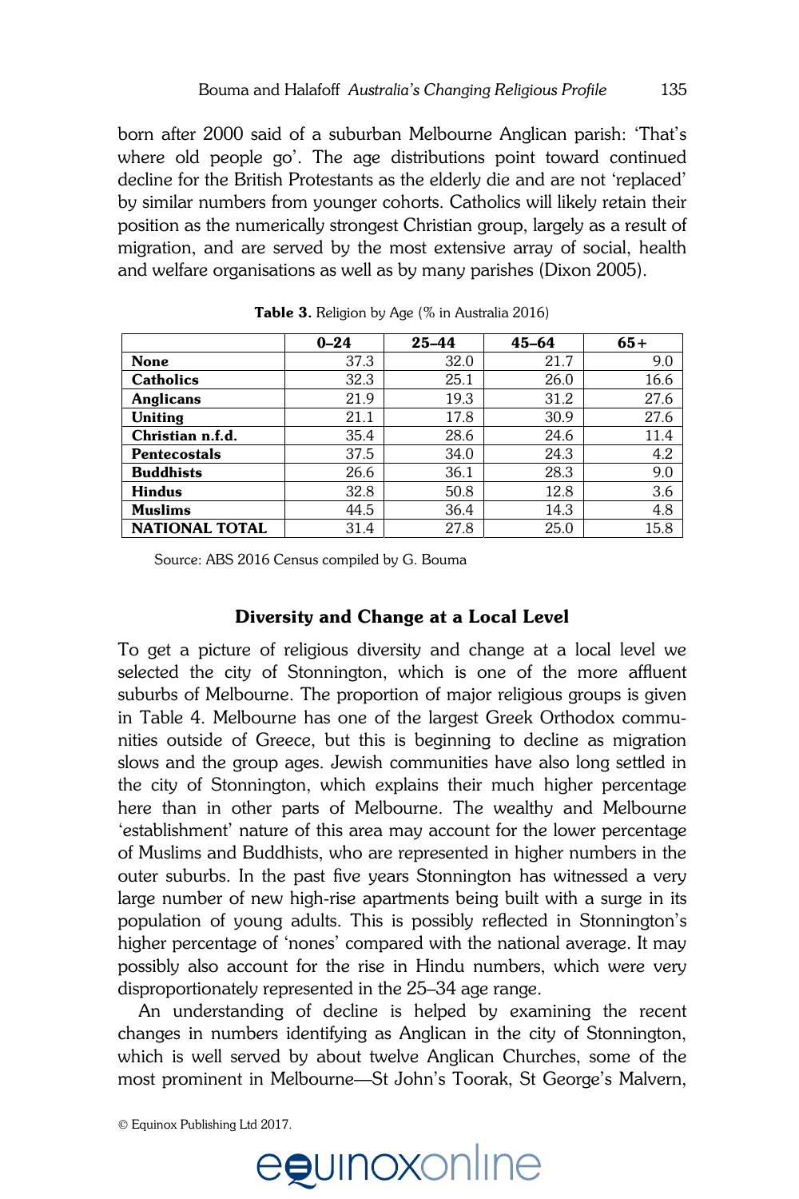born after 2000 said of a suburban Melbourne Anglican parish: 'That's where old people go'. The age distributions point toward continued decline for the British Protestants as the elderly die and are not 'replaced' by similar numbers from younger cohorts. Catholics will likely retain their position as the numerically strongest Christian group, largely as a result of migration, and are served by the most extensive array of social, health and welfare organisations as well as by many parishes (Dixon 2005).

**Table 3.** Religion by Age (% in Australia 2016)

| | 0–24 | 25–44 | 45–64 | 65+ |
|---|---|---|---|---|
| **None** | 37.3 | 32.0 | 21.7 | 9.0 |
| **Catholics** | 32.3 | 25.1 | 26.0 | 16.6 |
| **Anglicans** | 21.9 | 19.3 | 31.2 | 27.6 |
| **Uniting** | 21.1 | 17.8 | 30.9 | 27.6 |
| **Christian n.f.d.** | 35.4 | 28.6 | 24.6 | 11.4 |
| **Pentecostals** | 37.5 | 34.0 | 24.3 | 4.2 |
| **Buddhists** | 26.6 | 36.1 | 28.3 | 9.0 |
| **Hindus** | 32.8 | 50.8 | 12.8 | 3.6 |
| **Muslims** | 44.5 | 36.4 | 14.3 | 4.8 |
| **NATIONAL TOTAL** | 31.4 | 27.8 | 25.0 | 15.8 |

Source: ABS 2016 Census compiled by G. Bouma

## Diversity and Change at a Local Level

To get a picture of religious diversity and change at a local level we selected the city of Stonnington, which is one of the more affluent suburbs of Melbourne. The proportion of major religious groups is given in Table 4. Melbourne has one of the largest Greek Orthodox communities outside of Greece, but this is beginning to decline as migration slows and the group ages. Jewish communities have also long settled in the city of Stonnington, which explains their much higher percentage here than in other parts of Melbourne. The wealthy and Melbourne 'establishment' nature of this area may account for the lower percentage of Muslims and Buddhists, who are represented in higher numbers in the outer suburbs. In the past five years Stonnington has witnessed a very large number of new high-rise apartments being built with a surge in its population of young adults. This is possibly reflected in Stonnington's higher percentage of 'nones' compared with the national average. It may possibly also account for the rise in Hindu numbers, which were very disproportionately represented in the 25–34 age range.

An understanding of decline is helped by examining the recent changes in numbers identifying as Anglican in the city of Stonnington, which is well served by about twelve Anglican Churches, some of the most prominent in Melbourne—St John's Toorak, St George's Malvern,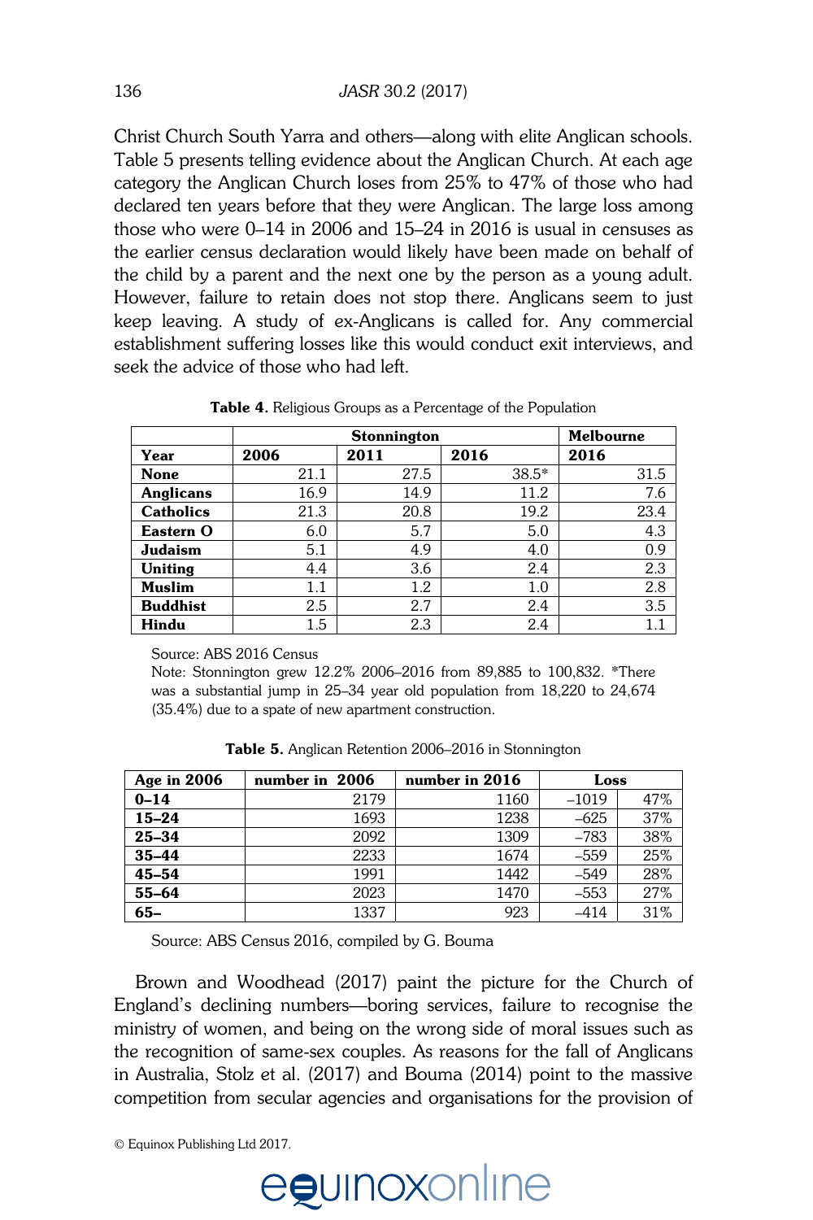Christ Church South Yarra and others—along with elite Anglican schools. Table 5 presents telling evidence about the Anglican Church. At each age category the Anglican Church loses from 25% to 47% of those who had declared ten years before that they were Anglican. The large loss among those who were 0–14 in 2006 and 15–24 in 2016 is usual in censuses as the earlier census declaration would likely have been made on behalf of the child by a parent and the next one by the person as a young adult. However, failure to retain does not stop there. Anglicans seem to just keep leaving. A study of ex-Anglicans is called for. Any commercial establishment suffering losses like this would conduct exit interviews, and seek the advice of those who had left.

**Table 4.** Religious Groups as a Percentage of the Population

| | Stonnington | | | Melbourne |
|---|---|---|---|---|
| **Year** | **2006** | **2011** | **2016** | **2016** |
| **None** | 21.1 | 27.5 | 38.5* | 31.5 |
| **Anglicans** | 16.9 | 14.9 | 11.2 | 7.6 |
| **Catholics** | 21.3 | 20.8 | 19.2 | 23.4 |
| **Eastern O** | 6.0 | 5.7 | 5.0 | 4.3 |
| **Judaism** | 5.1 | 4.9 | 4.0 | 0.9 |
| **Uniting** | 4.4 | 3.6 | 2.4 | 2.3 |
| **Muslim** | 1.1 | 1.2 | 1.0 | 2.8 |
| **Buddhist** | 2.5 | 2.7 | 2.4 | 3.5 |
| **Hindu** | 1.5 | 2.3 | 2.4 | 1.1 |

Source: ABS 2016 Census

Note: Stonnington grew 12.2% 2006–2016 from 89,885 to 100,832. *There was a substantial jump in 25–34 year old population from 18,220 to 24,674 (35.4%) due to a spate of new apartment construction.

**Table 5.** Anglican Retention 2006–2016 in Stonnington

| Age in 2006 | number in 2006 | number in 2016 | Loss | |
|---|---|---|---|---|
| **0–14** | 2179 | 1160 | –1019 | 47% |
| **15–24** | 1693 | 1238 | –625 | 37% |
| **25–34** | 2092 | 1309 | –783 | 38% |
| **35–44** | 2233 | 1674 | –559 | 25% |
| **45–54** | 1991 | 1442 | –549 | 28% |
| **55–64** | 2023 | 1470 | –553 | 27% |
| **65–** | 1337 | 923 | –414 | 31% |

Source: ABS Census 2016, compiled by G. Bouma

Brown and Woodhead (2017) paint the picture for the Church of England's declining numbers—boring services, failure to recognise the ministry of women, and being on the wrong side of moral issues such as the recognition of same-sex couples. As reasons for the fall of Anglicans in Australia, Stolz et al. (2017) and Bouma (2014) point to the massive competition from secular agencies and organisations for the provision of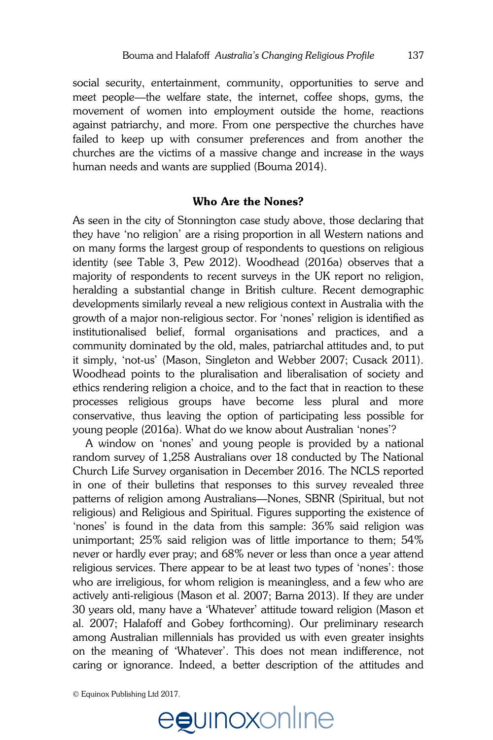social security, entertainment, community, opportunities to serve and meet people—the welfare state, the internet, coffee shops, gyms, the movement of women into employment outside the home, reactions against patriarchy, and more. From one perspective the churches have failed to keep up with consumer preferences and from another the churches are the victims of a massive change and increase in the ways human needs and wants are supplied (Bouma 2014).

## Who Are the Nones?

As seen in the city of Stonnington case study above, those declaring that they have 'no religion' are a rising proportion in all Western nations and on many forms the largest group of respondents to questions on religious identity (see Table 3, Pew 2012). Woodhead (2016a) observes that a majority of respondents to recent surveys in the UK report no religion, heralding a substantial change in British culture. Recent demographic developments similarly reveal a new religious context in Australia with the growth of a major non-religious sector. For 'nones' religion is identified as institutionalised belief, formal organisations and practices, and a community dominated by the old, males, patriarchal attitudes and, to put it simply, 'not-us' (Mason, Singleton and Webber 2007; Cusack 2011). Woodhead points to the pluralisation and liberalisation of society and ethics rendering religion a choice, and to the fact that in reaction to these processes religious groups have become less plural and more conservative, thus leaving the option of participating less possible for young people (2016a). What do we know about Australian 'nones'?

A window on 'nones' and young people is provided by a national random survey of 1,258 Australians over 18 conducted by The National Church Life Survey organisation in December 2016. The NCLS reported in one of their bulletins that responses to this survey revealed three patterns of religion among Australians—Nones, SBNR (Spiritual, but not religious) and Religious and Spiritual. Figures supporting the existence of 'nones' is found in the data from this sample: 36% said religion was unimportant; 25% said religion was of little importance to them; 54% never or hardly ever pray; and 68% never or less than once a year attend religious services. There appear to be at least two types of 'nones': those who are irreligious, for whom religion is meaningless, and a few who are actively anti-religious (Mason et al. 2007; Barna 2013). If they are under 30 years old, many have a 'Whatever' attitude toward religion (Mason et al. 2007; Halafoff and Gobey forthcoming). Our preliminary research among Australian millennials has provided us with even greater insights on the meaning of 'Whatever'. This does not mean indifference, not caring or ignorance. Indeed, a better description of the attitudes and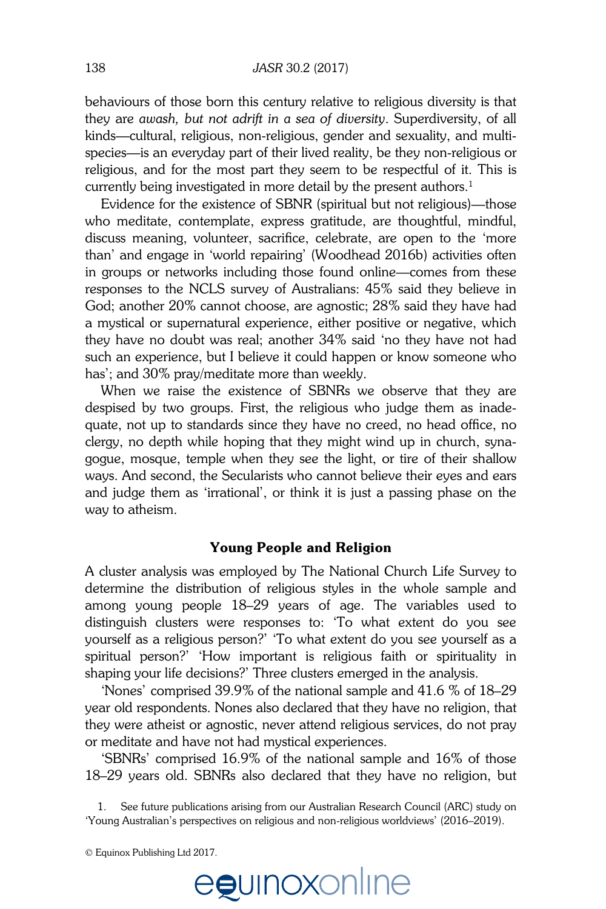behaviours of those born this century relative to religious diversity is that they are *awash, but not adrift in a sea of diversity*. Superdiversity, of all kinds—cultural, religious, non-religious, gender and sexuality, and multi-species—is an everyday part of their lived reality, be they non-religious or religious, and for the most part they seem to be respectful of it. This is currently being investigated in more detail by the present authors.[1]

Evidence for the existence of SBNR (spiritual but not religious)—those who meditate, contemplate, express gratitude, are thoughtful, mindful, discuss meaning, volunteer, sacrifice, celebrate, are open to the 'more than' and engage in 'world repairing' (Woodhead 2016b) activities often in groups or networks including those found online—comes from these responses to the NCLS survey of Australians: 45% said they believe in God; another 20% cannot choose, are agnostic; 28% said they have had a mystical or supernatural experience, either positive or negative, which they have no doubt was real; another 34% said 'no they have not had such an experience, but I believe it could happen or know someone who has'; and 30% pray/meditate more than weekly.

When we raise the existence of SBNRs we observe that they are despised by two groups. First, the religious who judge them as inadequate, not up to standards since they have no creed, no head office, no clergy, no depth while hoping that they might wind up in church, synagogue, mosque, temple when they see the light, or tire of their shallow ways. And second, the Secularists who cannot believe their eyes and ears and judge them as 'irrational', or think it is just a passing phase on the way to atheism.

## Young People and Religion

A cluster analysis was employed by The National Church Life Survey to determine the distribution of religious styles in the whole sample and among young people 18–29 years of age. The variables used to distinguish clusters were responses to: 'To what extent do you see yourself as a religious person?' 'To what extent do you see yourself as a spiritual person?' 'How important is religious faith or spirituality in shaping your life decisions?' Three clusters emerged in the analysis.

'Nones' comprised 39.9% of the national sample and 41.6 % of 18–29 year old respondents. Nones also declared that they have no religion, that they were atheist or agnostic, never attend religious services, do not pray or meditate and have not had mystical experiences.

'SBNRs' comprised 16.9% of the national sample and 16% of those 18–29 years old. SBNRs also declared that they have no religion, but

1. See future publications arising from our Australian Research Council (ARC) study on 'Young Australian's perspectives on religious and non-religious worldviews' (2016–2019).

© Equinox Publishing Ltd 2017.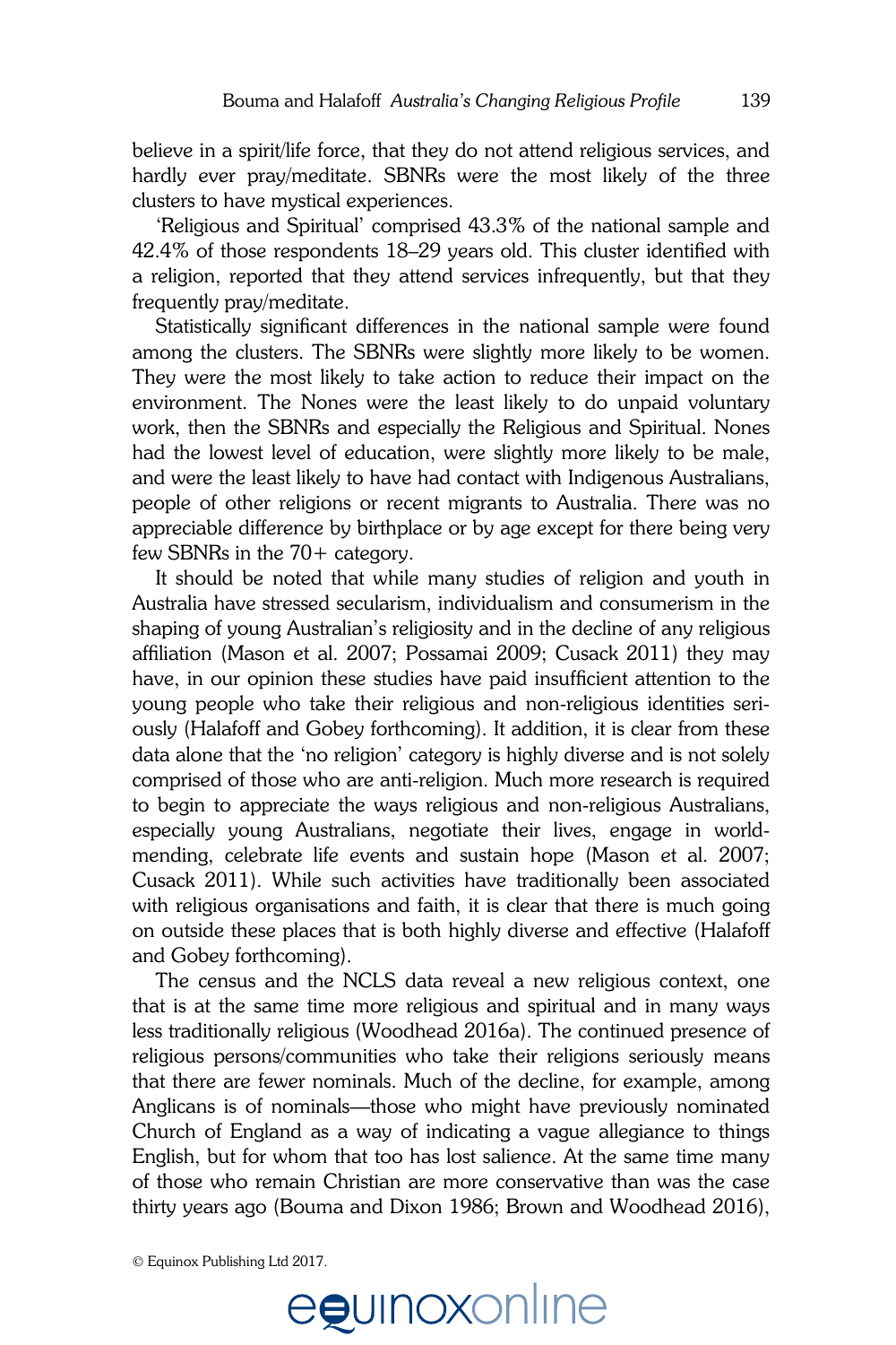believe in a spirit/life force, that they do not attend religious services, and hardly ever pray/meditate. SBNRs were the most likely of the three clusters to have mystical experiences.

'Religious and Spiritual' comprised 43.3% of the national sample and 42.4% of those respondents 18–29 years old. This cluster identified with a religion, reported that they attend services infrequently, but that they frequently pray/meditate.

Statistically significant differences in the national sample were found among the clusters. The SBNRs were slightly more likely to be women. They were the most likely to take action to reduce their impact on the environment. The Nones were the least likely to do unpaid voluntary work, then the SBNRs and especially the Religious and Spiritual. Nones had the lowest level of education, were slightly more likely to be male, and were the least likely to have had contact with Indigenous Australians, people of other religions or recent migrants to Australia. There was no appreciable difference by birthplace or by age except for there being very few SBNRs in the 70+ category.

It should be noted that while many studies of religion and youth in Australia have stressed secularism, individualism and consumerism in the shaping of young Australian's religiosity and in the decline of any religious affiliation (Mason et al. 2007; Possamai 2009; Cusack 2011) they may have, in our opinion these studies have paid insufficient attention to the young people who take their religious and non-religious identities seriously (Halafoff and Gobey forthcoming). It addition, it is clear from these data alone that the 'no religion' category is highly diverse and is not solely comprised of those who are anti-religion. Much more research is required to begin to appreciate the ways religious and non-religious Australians, especially young Australians, negotiate their lives, engage in world-mending, celebrate life events and sustain hope (Mason et al. 2007; Cusack 2011). While such activities have traditionally been associated with religious organisations and faith, it is clear that there is much going on outside these places that is both highly diverse and effective (Halafoff and Gobey forthcoming).

The census and the NCLS data reveal a new religious context, one that is at the same time more religious and spiritual and in many ways less traditionally religious (Woodhead 2016a). The continued presence of religious persons/communities who take their religions seriously means that there are fewer nominals. Much of the decline, for example, among Anglicans is of nominals—those who might have previously nominated Church of England as a way of indicating a vague allegiance to things English, but for whom that too has lost salience. At the same time many of those who remain Christian are more conservative than was the case thirty years ago (Bouma and Dixon 1986; Brown and Woodhead 2016),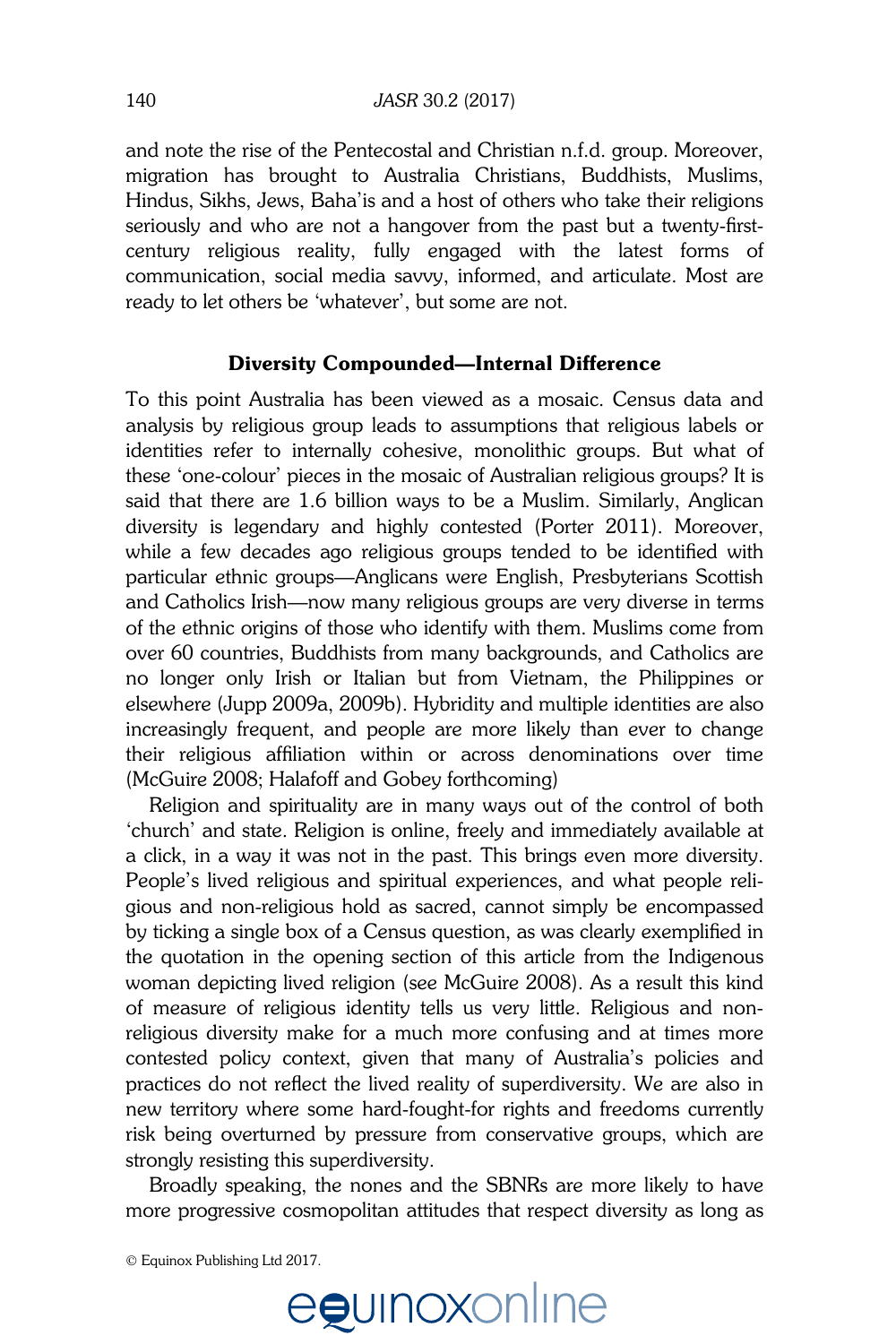and note the rise of the Pentecostal and Christian n.f.d. group. Moreover, migration has brought to Australia Christians, Buddhists, Muslims, Hindus, Sikhs, Jews, Baha'is and a host of others who take their religions seriously and who are not a hangover from the past but a twenty-first-century religious reality, fully engaged with the latest forms of communication, social media savvy, informed, and articulate. Most are ready to let others be 'whatever', but some are not.

## Diversity Compounded—Internal Difference

To this point Australia has been viewed as a mosaic. Census data and analysis by religious group leads to assumptions that religious labels or identities refer to internally cohesive, monolithic groups. But what of these 'one-colour' pieces in the mosaic of Australian religious groups? It is said that there are 1.6 billion ways to be a Muslim. Similarly, Anglican diversity is legendary and highly contested (Porter 2011). Moreover, while a few decades ago religious groups tended to be identified with particular ethnic groups—Anglicans were English, Presbyterians Scottish and Catholics Irish—now many religious groups are very diverse in terms of the ethnic origins of those who identify with them. Muslims come from over 60 countries, Buddhists from many backgrounds, and Catholics are no longer only Irish or Italian but from Vietnam, the Philippines or elsewhere (Jupp 2009a, 2009b). Hybridity and multiple identities are also increasingly frequent, and people are more likely than ever to change their religious affiliation within or across denominations over time (McGuire 2008; Halafoff and Gobey forthcoming)

Religion and spirituality are in many ways out of the control of both 'church' and state. Religion is online, freely and immediately available at a click, in a way it was not in the past. This brings even more diversity. People's lived religious and spiritual experiences, and what people religious and non-religious hold as sacred, cannot simply be encompassed by ticking a single box of a Census question, as was clearly exemplified in the quotation in the opening section of this article from the Indigenous woman depicting lived religion (see McGuire 2008). As a result this kind of measure of religious identity tells us very little. Religious and non-religious diversity make for a much more confusing and at times more contested policy context, given that many of Australia's policies and practices do not reflect the lived reality of superdiversity. We are also in new territory where some hard-fought-for rights and freedoms currently risk being overturned by pressure from conservative groups, which are strongly resisting this superdiversity.

Broadly speaking, the nones and the SBNRs are more likely to have more progressive cosmopolitan attitudes that respect diversity as long as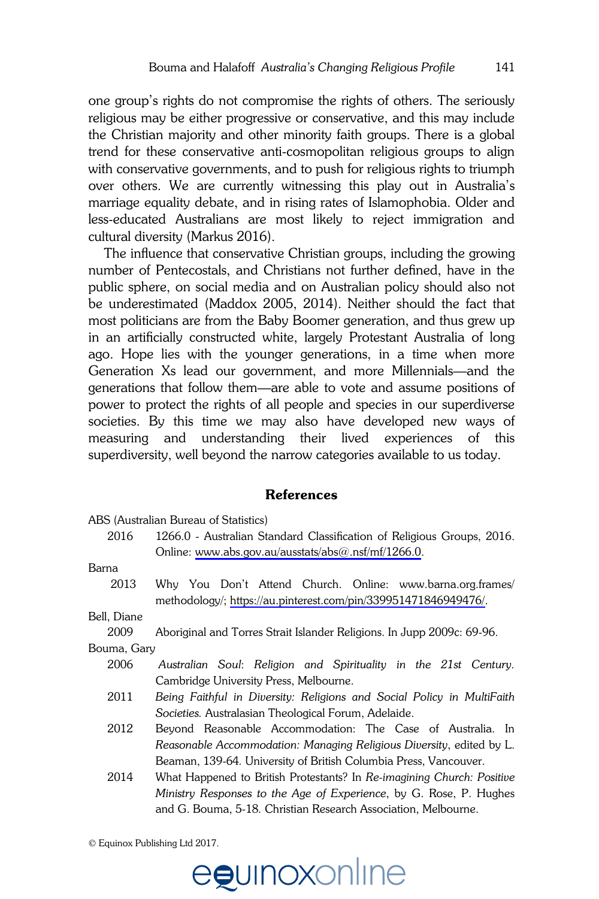one group's rights do not compromise the rights of others. The seriously religious may be either progressive or conservative, and this may include the Christian majority and other minority faith groups. There is a global trend for these conservative anti-cosmopolitan religious groups to align with conservative governments, and to push for religious rights to triumph over others. We are currently witnessing this play out in Australia's marriage equality debate, and in rising rates of Islamophobia. Older and less-educated Australians are most likely to reject immigration and cultural diversity (Markus 2016).

The influence that conservative Christian groups, including the growing number of Pentecostals, and Christians not further defined, have in the public sphere, on social media and on Australian policy should also not be underestimated (Maddox 2005, 2014). Neither should the fact that most politicians are from the Baby Boomer generation, and thus grew up in an artificially constructed white, largely Protestant Australia of long ago. Hope lies with the younger generations, in a time when more Generation Xs lead our government, and more Millennials—and the generations that follow them—are able to vote and assume positions of power to protect the rights of all people and species in our superdiverse societies. By this time we may also have developed new ways of measuring and understanding their lived experiences of this superdiversity, well beyond the narrow categories available to us today.

## References

ABS (Australian Bureau of Statistics)

2016 1266.0 - Australian Standard Classification of Religious Groups, 2016. Online: www.abs.gov.au/ausstats/abs@.nsf/mf/1266.0.

Barna

2013 Why You Don't Attend Church. Online: www.barna.org.frames/methodology/; https://au.pinterest.com/pin/339951471846949476/.

Bell, Diane

2009 Aboriginal and Torres Strait Islander Religions. In Jupp 2009c: 69-96.

Bouma, Gary

2006 *Australian Soul: Religion and Spirituality in the 21st Century*. Cambridge University Press, Melbourne.

2011 *Being Faithful in Diversity: Religions and Social Policy in MultiFaith Societies.* Australasian Theological Forum, Adelaide.

2012 Beyond Reasonable Accommodation: The Case of Australia. In *Reasonable Accommodation: Managing Religious Diversity*, edited by L. Beaman, 139-64. University of British Columbia Press, Vancouver.

2014 What Happened to British Protestants? In *Re-imagining Church: Positive Ministry Responses to the Age of Experience*, by G. Rose, P. Hughes and G. Bouma, 5-18. Christian Research Association, Melbourne.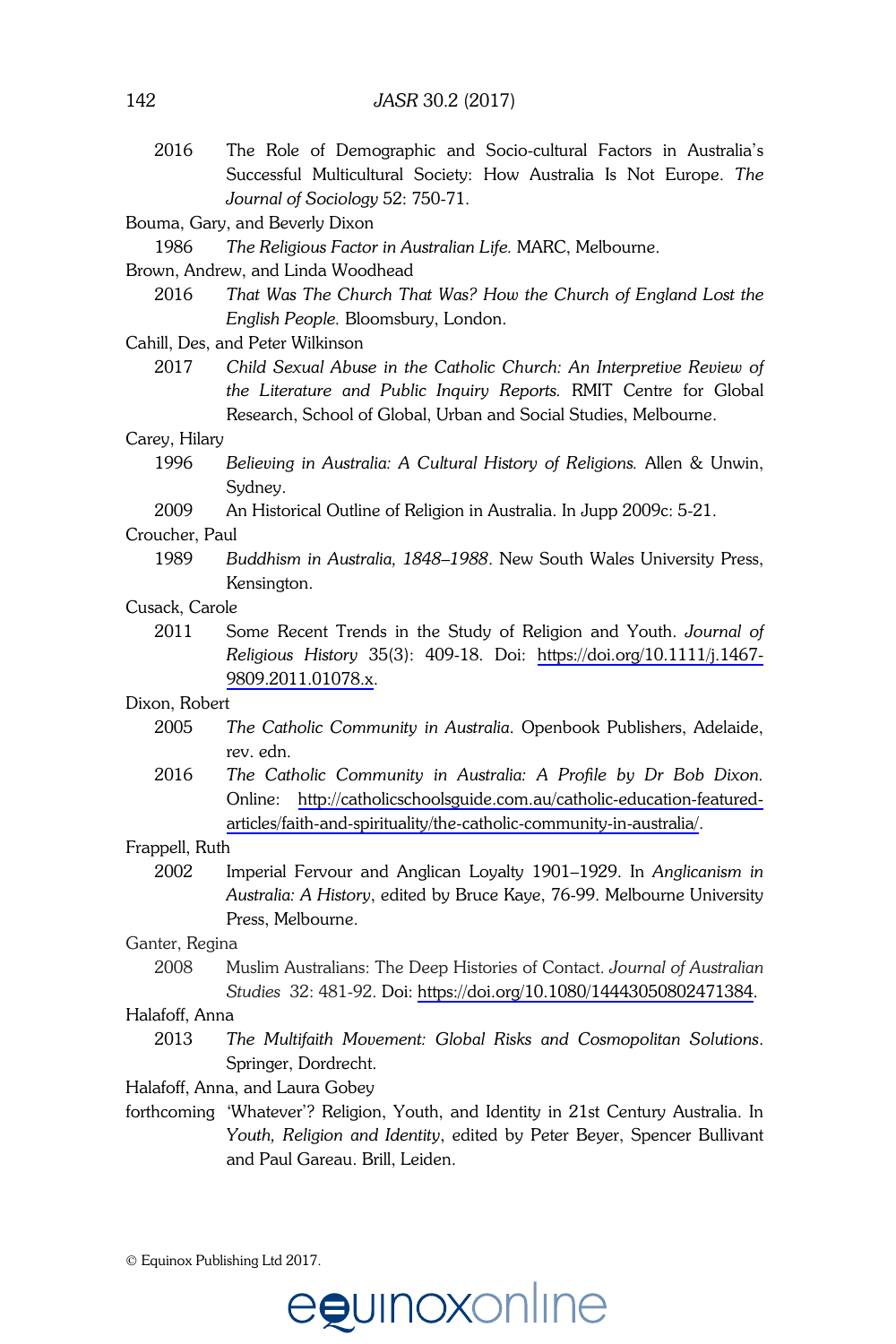2016 The Role of Demographic and Socio-cultural Factors in Australia's Successful Multicultural Society: How Australia Is Not Europe. *The Journal of Sociology* 52: 750-71.

Bouma, Gary, and Beverly Dixon

1986 *The Religious Factor in Australian Life.* MARC, Melbourne.

Brown, Andrew, and Linda Woodhead

2016 *That Was The Church That Was? How the Church of England Lost the English People.* Bloomsbury, London.

Cahill, Des, and Peter Wilkinson

2017 *Child Sexual Abuse in the Catholic Church: An Interpretive Review of the Literature and Public Inquiry Reports.* RMIT Centre for Global Research, School of Global, Urban and Social Studies, Melbourne.

Carey, Hilary

1996 *Believing in Australia: A Cultural History of Religions.* Allen & Unwin, Sydney.

2009 An Historical Outline of Religion in Australia. In Jupp 2009c: 5-21.

Croucher, Paul

1989 *Buddhism in Australia, 1848–1988*. New South Wales University Press, Kensington.

Cusack, Carole

2011 Some Recent Trends in the Study of Religion and Youth. *Journal of Religious History* 35(3): 409-18. Doi: https://doi.org/10.1111/j.1467-9809.2011.01078.x.

Dixon, Robert

2005 *The Catholic Community in Australia*. Openbook Publishers, Adelaide, rev. edn.

2016 *The Catholic Community in Australia: A Profile by Dr Bob Dixon.* Online: http://catholicschoolsguide.com.au/catholic-education-featured-articles/faith-and-spirituality/the-catholic-community-in-australia/.

Frappell, Ruth

2002 Imperial Fervour and Anglican Loyalty 1901–1929. In *Anglicanism in Australia: A History*, edited by Bruce Kaye, 76-99. Melbourne University Press, Melbourne.

Ganter, Regina

2008 Muslim Australians: The Deep Histories of Contact. *Journal of Australian Studies* 32: 481-92. Doi: https://doi.org/10.1080/14443050802471384.

Halafoff, Anna

2013 *The Multifaith Movement: Global Risks and Cosmopolitan Solutions*. Springer, Dordrecht.

Halafoff, Anna, and Laura Gobey

forthcoming 'Whatever'? Religion, Youth, and Identity in 21st Century Australia. In *Youth, Religion and Identity*, edited by Peter Beyer, Spencer Bullivant and Paul Gareau. Brill, Leiden.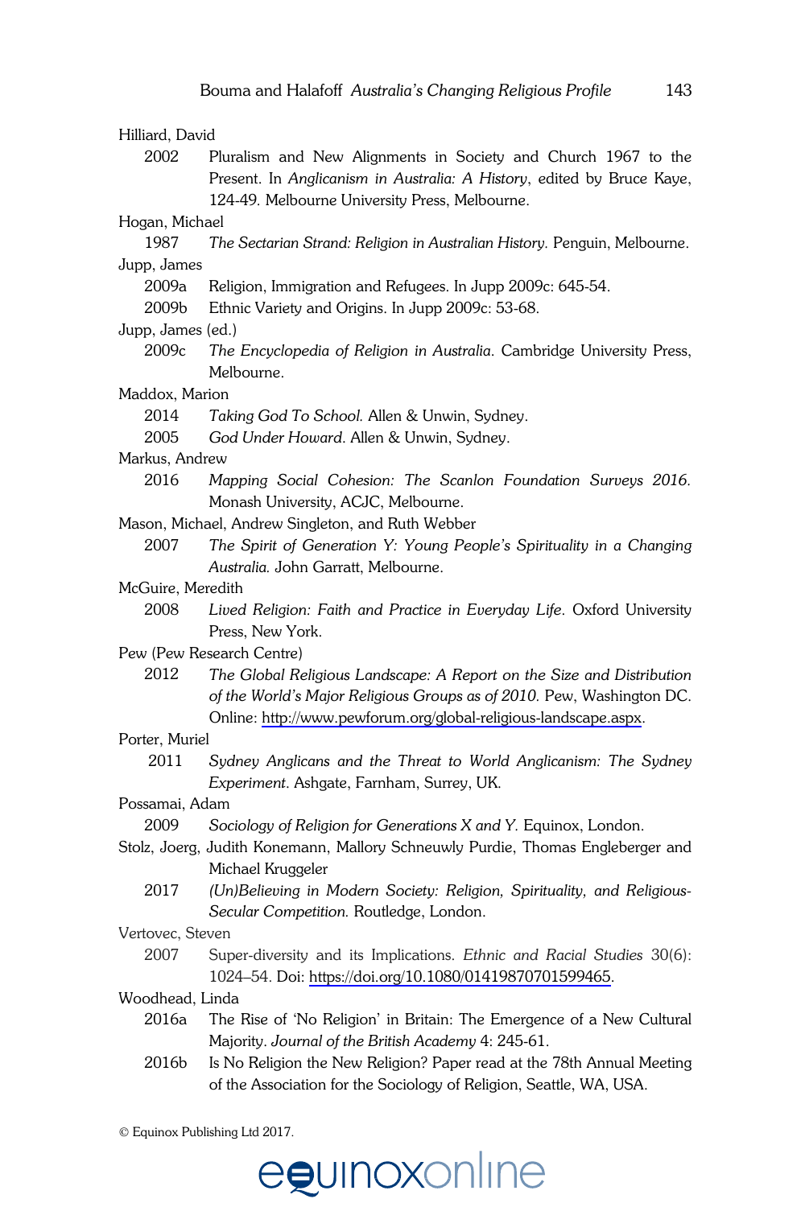Hilliard, David

2002 Pluralism and New Alignments in Society and Church 1967 to the Present. In *Anglicanism in Australia: A History*, edited by Bruce Kaye, 124-49. Melbourne University Press, Melbourne.

Hogan, Michael

1987 *The Sectarian Strand: Religion in Australian History.* Penguin, Melbourne.

Jupp, James

2009a Religion, Immigration and Refugees. In Jupp 2009c: 645-54.

2009b Ethnic Variety and Origins. In Jupp 2009c: 53-68.

Jupp, James (ed.)

2009c *The Encyclopedia of Religion in Australia*. Cambridge University Press, Melbourne.

Maddox, Marion

2014 *Taking God To School.* Allen & Unwin, Sydney.

2005 *God Under Howard*. Allen & Unwin, Sydney.

Markus, Andrew

2016 *Mapping Social Cohesion: The Scanlon Foundation Surveys 2016.* Monash University, ACJC, Melbourne.

Mason, Michael, Andrew Singleton, and Ruth Webber

2007 *The Spirit of Generation Y: Young People's Spirituality in a Changing Australia.* John Garratt, Melbourne.

McGuire, Meredith

2008 *Lived Religion: Faith and Practice in Everyday Life*. Oxford University Press, New York.

Pew (Pew Research Centre)

2012 *The Global Religious Landscape: A Report on the Size and Distribution of the World's Major Religious Groups as of 2010.* Pew, Washington DC. Online: http://www.pewforum.org/global-religious-landscape.aspx.

Porter, Muriel

2011 *Sydney Anglicans and the Threat to World Anglicanism: The Sydney Experiment*. Ashgate, Farnham, Surrey, UK.

Possamai, Adam

2009 *Sociology of Religion for Generations X and Y.* Equinox, London.

Stolz, Joerg, Judith Konemann, Mallory Schneuwly Purdie, Thomas Engleberger and Michael Kruggeler

2017 *(Un)Believing in Modern Society: Religion, Spirituality, and Religious-Secular Competition.* Routledge, London.

Vertovec, Steven

2007 Super-diversity and its Implications. *Ethnic and Racial Studies* 30(6): 1024–54. Doi: https://doi.org/10.1080/01419870701599465.

Woodhead, Linda

2016a The Rise of 'No Religion' in Britain: The Emergence of a New Cultural Majority. *Journal of the British Academy* 4: 245-61.

2016b Is No Religion the New Religion? Paper read at the 78th Annual Meeting of the Association for the Sociology of Religion, Seattle, WA, USA.

© Equinox Publishing Ltd 2017.